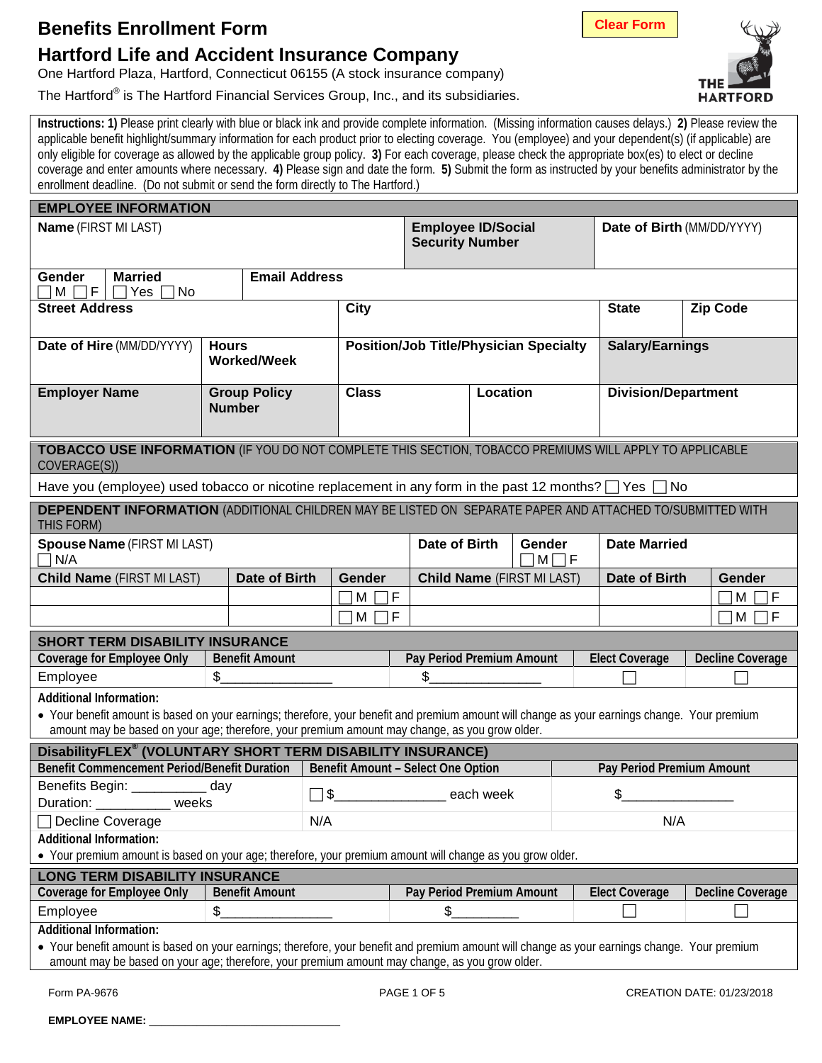# Benefits Enrollment Form

## Hartford Life and Accident Insurance Company

One Hartford Plaza, Hartford, Connecticut 06155 (A stock insurance company)

The Hartford® is The Hartford Financial Services Group, Inc., and its subsidiaries.

Clear Form

THE HARTFORD

**Instructions: 1)** Please print clearly with blue or black ink and provide complete information. (Missing information causes delays.) **2)** Please review the applicable benefit highlight/summary information for each product prior to electing coverage. You (employee) and your dependent(s) (if applicable) are only eligible for coverage as allowed by the applicable group policy. **3)** For each coverage, please check the appropriate box(es) to elect or decline coverage and enter amounts where necessary. **4)** Please sign and date the form. **5)** Submit the form as instructed by your benefits administrator by the enrollment deadline. (Do not submit or send the form directly to The Hartford.)

## EMPLOYEE INFORMATION

| **Name** (FIRST MI LAST) | **Employee ID/Social Security Number** | **Date of Birth** (MM/DD/YYYY) |
|---|---|---|
| | | |

| **Gender** ☐ M ☐ F | **Married** ☐ Yes ☐ No | **Email Address** |
|---|---|---|

| **Street Address** | **City** | **State** | **Zip Code** |
|---|---|---|---|
| | | | |

| **Date of Hire** (MM/DD/YYYY) | **Hours Worked/Week** | **Position/Job Title/Physician Specialty** | **Salary/Earnings** |
|---|---|---|---|
| | | | |

| **Employer Name** | **Group Policy Number** | **Class** | **Location** | **Division/Department** |
|---|---|---|---|---|
| | | | | |

## TOBACCO USE INFORMATION (IF YOU DO NOT COMPLETE THIS SECTION, TOBACCO PREMIUMS WILL APPLY TO APPLICABLE COVERAGE(S))

Have you (employee) used tobacco or nicotine replacement in any form in the past 12 months? ☐ Yes ☐ No

## DEPENDENT INFORMATION (ADDITIONAL CHILDREN MAY BE LISTED ON SEPARATE PAPER AND ATTACHED TO/SUBMITTED WITH THIS FORM)

| **Spouse Name** (FIRST MI LAST) ☐ N/A | **Date of Birth** | **Gender** ☐ M ☐ F | **Date Married** |
|---|---|---|---|

| **Child Name** (FIRST MI LAST) | **Date of Birth** | **Gender** | **Child Name** (FIRST MI LAST) | **Date of Birth** | **Gender** |
|---|---|---|---|---|---|
| | | ☐ M ☐ F | | | ☐ M ☐ F |
| | | ☐ M ☐ F | | | ☐ M ☐ F |

## SHORT TERM DISABILITY INSURANCE

| Coverage for Employee Only | Benefit Amount | Pay Period Premium Amount | Elect Coverage | Decline Coverage |
|---|---|---|---|---|
| Employee | $_______________ | $_______________ | ☐ | ☐ |

**Additional Information:**

- Your benefit amount is based on your earnings; therefore, your benefit and premium amount will change as your earnings change. Your premium amount may be based on your age; therefore, your premium amount may change, as you grow older.

## DisabilityFLEX® (VOLUNTARY SHORT TERM DISABILITY INSURANCE)

| Benefit Commencement Period/Benefit Duration | Benefit Amount – Select One Option | Pay Period Premium Amount |
|---|---|---|
| Benefits Begin: __________ day<br>Duration: __________ weeks | ☐ $_______________ each week | $_______________ |
| ☐ Decline Coverage | N/A | N/A |

**Additional Information:**

- Your premium amount is based on your age; therefore, your premium amount will change as you grow older.

## LONG TERM DISABILITY INSURANCE

| Coverage for Employee Only | Benefit Amount | Pay Period Premium Amount | Elect Coverage | Decline Coverage |
|---|---|---|---|---|
| Employee | $_______________ | $_________ | ☐ | ☐ |

**Additional Information:**

- Your benefit amount is based on your earnings; therefore, your benefit and premium amount will change as your earnings change. Your premium amount may be based on your age; therefore, your premium amount may change, as you grow older.

Form PA-9676 CREATION DATE: 01/23/2018

**EMPLOYEE NAME:** ______________________________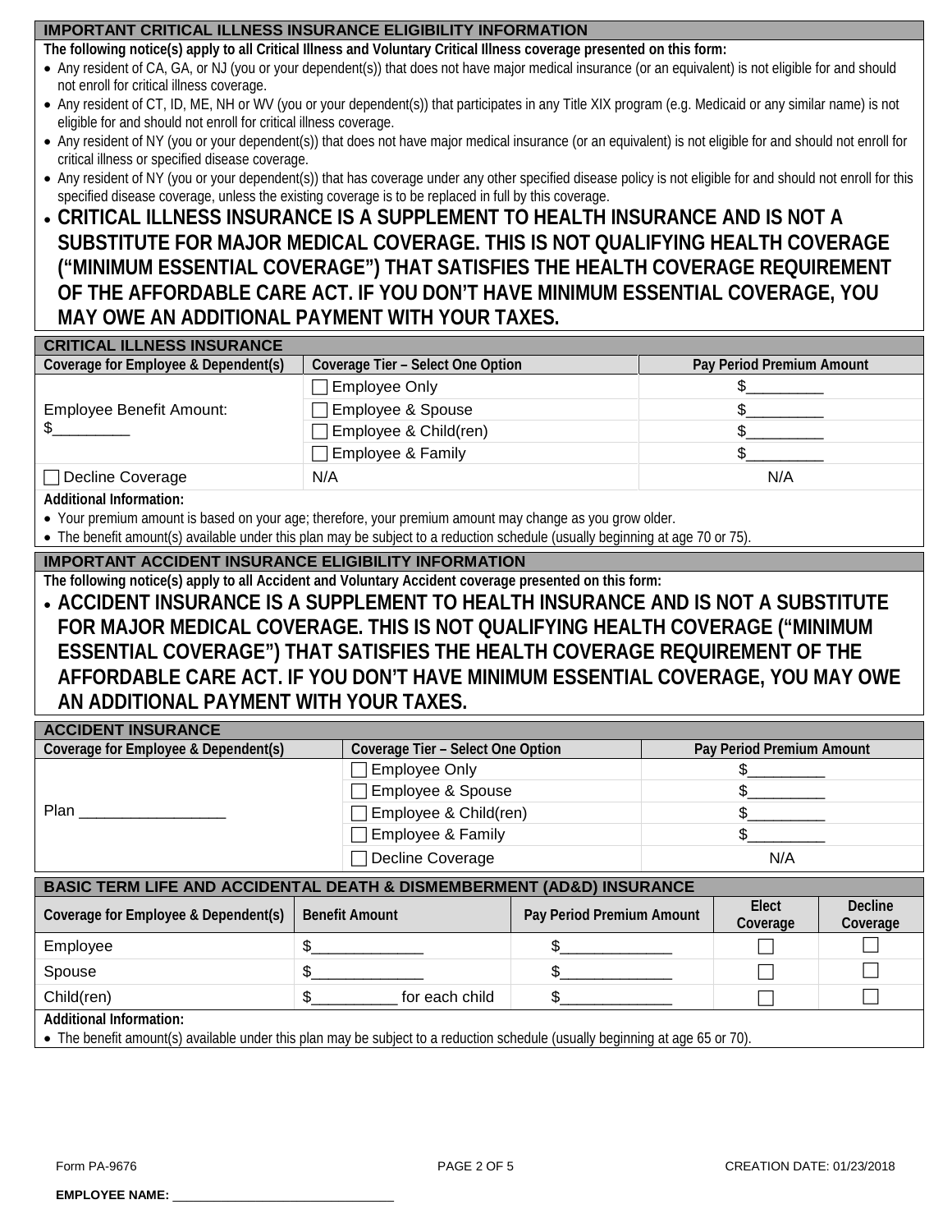## IMPORTANT CRITICAL ILLNESS INSURANCE ELIGIBILITY INFORMATION

**The following notice(s) apply to all Critical Illness and Voluntary Critical Illness coverage presented on this form:**

- Any resident of CA, GA, or NJ (you or your dependent(s)) that does not have major medical insurance (or an equivalent) is not eligible for and should not enroll for critical illness coverage.
- Any resident of CT, ID, ME, NH or WV (you or your dependent(s)) that participates in any Title XIX program (e.g. Medicaid or any similar name) is not eligible for and should not enroll for critical illness coverage.
- Any resident of NY (you or your dependent(s)) that does not have major medical insurance (or an equivalent) is not eligible for and should not enroll for critical illness or specified disease coverage.
- Any resident of NY (you or your dependent(s)) that has coverage under any other specified disease policy is not eligible for and should not enroll for this specified disease coverage, unless the existing coverage is to be replaced in full by this coverage.
- **CRITICAL ILLNESS INSURANCE IS A SUPPLEMENT TO HEALTH INSURANCE AND IS NOT A SUBSTITUTE FOR MAJOR MEDICAL COVERAGE. THIS IS NOT QUALIFYING HEALTH COVERAGE ("MINIMUM ESSENTIAL COVERAGE") THAT SATISFIES THE HEALTH COVERAGE REQUIREMENT OF THE AFFORDABLE CARE ACT. IF YOU DON'T HAVE MINIMUM ESSENTIAL COVERAGE, YOU MAY OWE AN ADDITIONAL PAYMENT WITH YOUR TAXES.**

## CRITICAL ILLNESS INSURANCE

| Coverage for Employee & Dependent(s) | Coverage Tier – Select One Option | Pay Period Premium Amount |
|---|---|---|
| Employee Benefit Amount: $_________ | ☐ Employee Only | $_________ |
| | ☐ Employee & Spouse | $_________ |
| | ☐ Employee & Child(ren) | $_________ |
| | ☐ Employee & Family | $_________ |
| ☐ Decline Coverage | N/A | N/A |

**Additional Information:**

- Your premium amount is based on your age; therefore, your premium amount may change as you grow older.
- The benefit amount(s) available under this plan may be subject to a reduction schedule (usually beginning at age 70 or 75).

## IMPORTANT ACCIDENT INSURANCE ELIGIBILITY INFORMATION

**The following notice(s) apply to all Accident and Voluntary Accident coverage presented on this form:**

- **ACCIDENT INSURANCE IS A SUPPLEMENT TO HEALTH INSURANCE AND IS NOT A SUBSTITUTE FOR MAJOR MEDICAL COVERAGE. THIS IS NOT QUALIFYING HEALTH COVERAGE ("MINIMUM ESSENTIAL COVERAGE") THAT SATISFIES THE HEALTH COVERAGE REQUIREMENT OF THE AFFORDABLE CARE ACT. IF YOU DON'T HAVE MINIMUM ESSENTIAL COVERAGE, YOU MAY OWE AN ADDITIONAL PAYMENT WITH YOUR TAXES.**

## ACCIDENT INSURANCE

| Coverage for Employee & Dependent(s) | Coverage Tier – Select One Option | Pay Period Premium Amount |
|---|---|---|
| Plan _________________ | ☐ Employee Only | $_________ |
| | ☐ Employee & Spouse | $_________ |
| | ☐ Employee & Child(ren) | $_________ |
| | ☐ Employee & Family | $_________ |
| | ☐ Decline Coverage | N/A |

## BASIC TERM LIFE AND ACCIDENTAL DEATH & DISMEMBERMENT (AD&D) INSURANCE

| Coverage for Employee & Dependent(s) | Benefit Amount | Pay Period Premium Amount | Elect Coverage | Decline Coverage |
|---|---|---|---|---|
| Employee | $_____________ | $_____________ | ☐ | ☐ |
| Spouse | $_____________ | $_____________ | ☐ | ☐ |
| Child(ren) | $__________ for each child | $_____________ | ☐ | ☐ |

**Additional Information:**

- The benefit amount(s) available under this plan may be subject to a reduction schedule (usually beginning at age 65 or 70).

Form PA-9676 CREATION DATE: 01/23/2018

**EMPLOYEE NAME:** _______________________________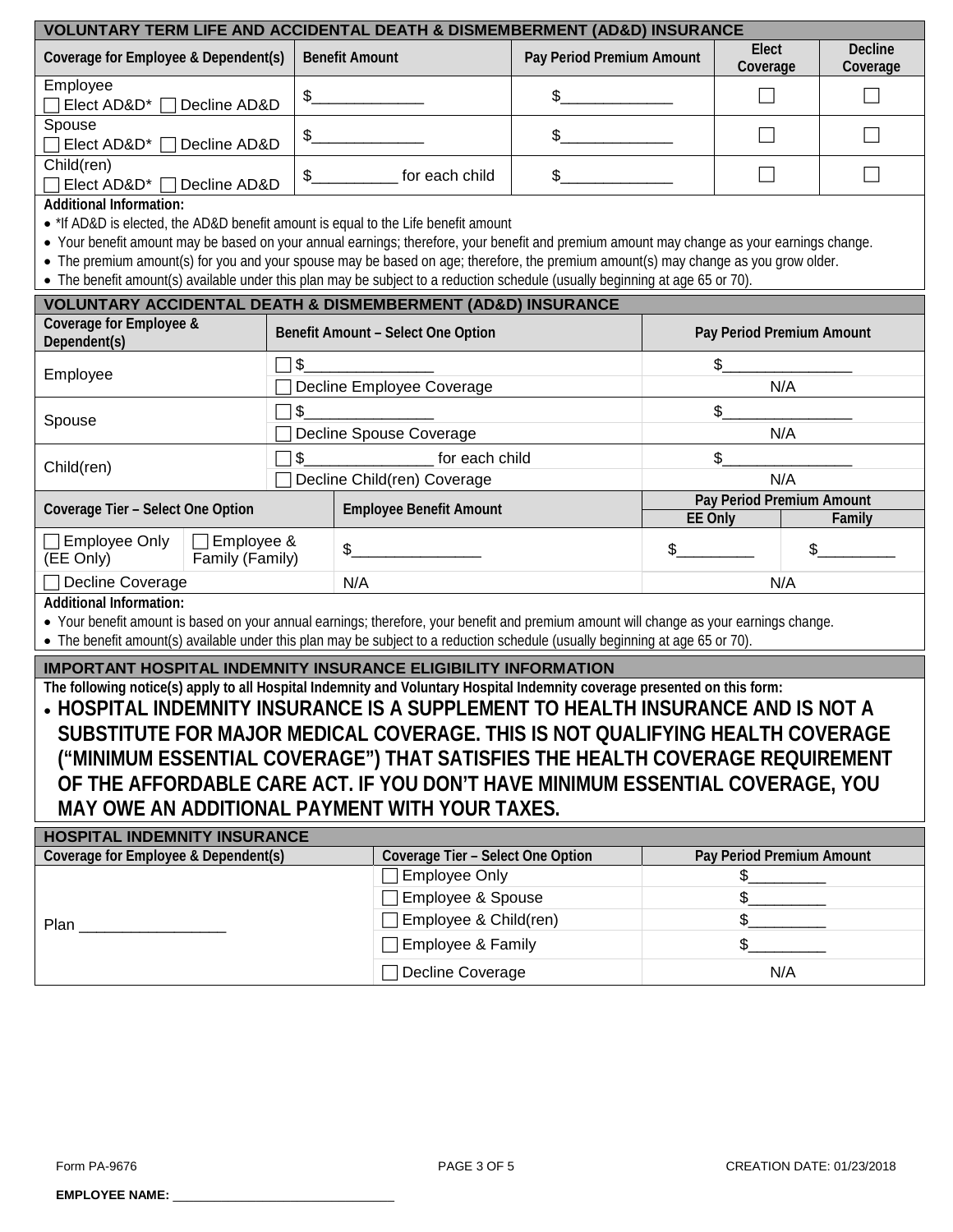## VOLUNTARY TERM LIFE AND ACCIDENTAL DEATH & DISMEMBERMENT (AD&D) INSURANCE

| Coverage for Employee & Dependent(s) | Benefit Amount | Pay Period Premium Amount | Elect Coverage | Decline Coverage |
|---|---|---|---|---|
| Employee ☐ Elect AD&D* ☐ Decline AD&D | $____________ | $____________ | ☐ | ☐ |
| Spouse ☐ Elect AD&D* ☐ Decline AD&D | $____________ | $____________ | ☐ | ☐ |
| Child(ren) ☐ Elect AD&D* ☐ Decline AD&D | $_________ for each child | $____________ | ☐ | ☐ |

**Additional Information:**

- *If AD&D is elected, the AD&D benefit amount is equal to the Life benefit amount
- Your benefit amount may be based on your annual earnings; therefore, your benefit and premium amount may change as your earnings change.
- The premium amount(s) for you and your spouse may be based on age; therefore, the premium amount(s) may change as you grow older.
- The benefit amount(s) available under this plan may be subject to a reduction schedule (usually beginning at age 65 or 70).

## VOLUNTARY ACCIDENTAL DEATH & DISMEMBERMENT (AD&D) INSURANCE

| Coverage for Employee & Dependent(s) | Benefit Amount – Select One Option | Pay Period Premium Amount |
|---|---|---|
| Employee | ☐ $______________ | $______________ |
| | ☐ Decline Employee Coverage | N/A |
| Spouse | ☐ $______________ | $______________ |
| | ☐ Decline Spouse Coverage | N/A |
| Child(ren) | ☐ $______________ for each child | $______________ |
| | ☐ Decline Child(ren) Coverage | N/A |

| Coverage Tier – Select One Option | | Employee Benefit Amount | Pay Period Premium Amount | |
|---|---|---|---|---|
| | | | EE Only | Family |
| ☐ Employee Only (EE Only) | ☐ Employee & Family (Family) | $______________ | $________ | $________ |
| ☐ Decline Coverage | | N/A | N/A | |

**Additional Information:**

- Your benefit amount is based on your annual earnings; therefore, your benefit and premium amount will change as your earnings change.
- The benefit amount(s) available under this plan may be subject to a reduction schedule (usually beginning at age 65 or 70).

## IMPORTANT HOSPITAL INDEMNITY INSURANCE ELIGIBILITY INFORMATION

**The following notice(s) apply to all Hospital Indemnity and Voluntary Hospital Indemnity coverage presented on this form:**

- **HOSPITAL INDEMNITY INSURANCE IS A SUPPLEMENT TO HEALTH INSURANCE AND IS NOT A SUBSTITUTE FOR MAJOR MEDICAL COVERAGE. THIS IS NOT QUALIFYING HEALTH COVERAGE ("MINIMUM ESSENTIAL COVERAGE") THAT SATISFIES THE HEALTH COVERAGE REQUIREMENT OF THE AFFORDABLE CARE ACT. IF YOU DON'T HAVE MINIMUM ESSENTIAL COVERAGE, YOU MAY OWE AN ADDITIONAL PAYMENT WITH YOUR TAXES.**

## HOSPITAL INDEMNITY INSURANCE

| Coverage for Employee & Dependent(s) | Coverage Tier – Select One Option | Pay Period Premium Amount |
|---|---|---|
| Plan ________________ | ☐ Employee Only | $________ |
| | ☐ Employee & Spouse | $________ |
| | ☐ Employee & Child(ren) | $________ |
| | ☐ Employee & Family | $________ |
| | ☐ Decline Coverage | N/A |

Form PA-9676 CREATION DATE: 01/23/2018

**EMPLOYEE NAME:** ______________________________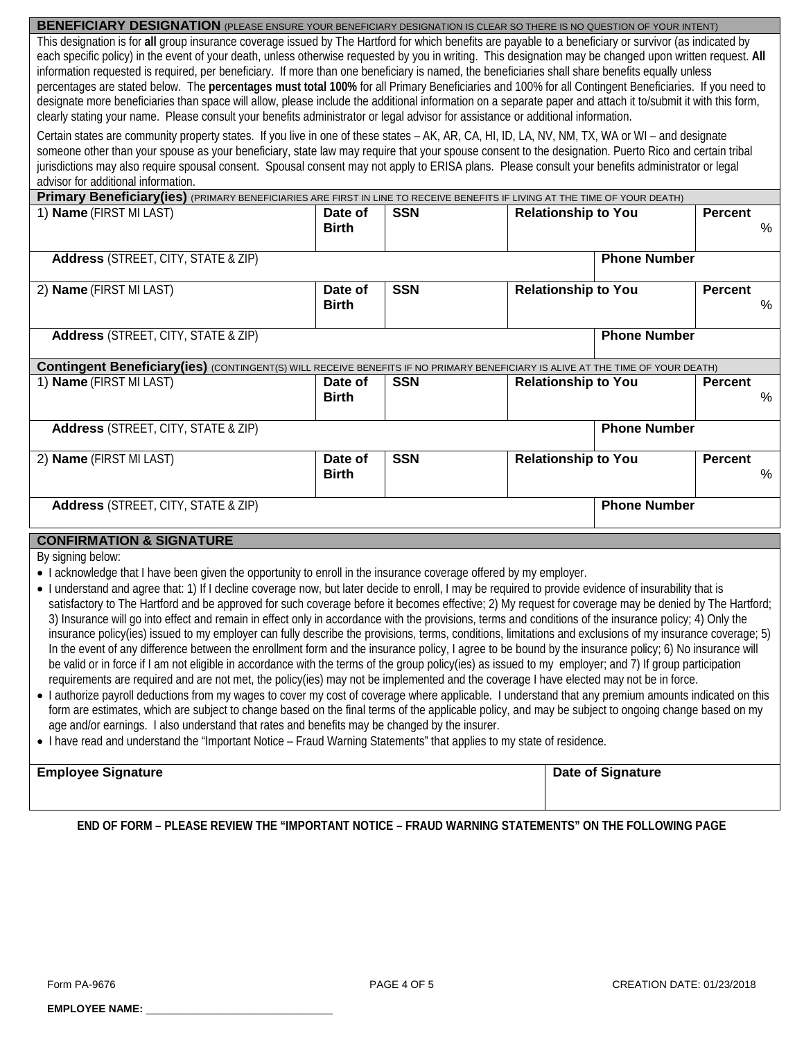## BENEFICIARY DESIGNATION (PLEASE ENSURE YOUR BENEFICIARY DESIGNATION IS CLEAR SO THERE IS NO QUESTION OF YOUR INTENT)

This designation is for **all** group insurance coverage issued by The Hartford for which benefits are payable to a beneficiary or survivor (as indicated by each specific policy) in the event of your death, unless otherwise requested by you in writing. This designation may be changed upon written request. **All** information requested is required, per beneficiary. If more than one beneficiary is named, the beneficiaries shall share benefits equally unless percentages are stated below. The **percentages must total 100%** for all Primary Beneficiaries and 100% for all Contingent Beneficiaries. If you need to designate more beneficiaries than space will allow, please include the additional information on a separate paper and attach it to/submit it with this form, clearly stating your name. Please consult your benefits administrator or legal advisor for assistance or additional information.

Certain states are community property states. If you live in one of these states – AK, AR, CA, HI, ID, LA, NV, NM, TX, WA or WI – and designate someone other than your spouse as your beneficiary, state law may require that your spouse consent to the designation. Puerto Rico and certain tribal jurisdictions may also require spousal consent. Spousal consent may not apply to ERISA plans. Please consult your benefits administrator or legal advisor for additional information.

### Primary Beneficiary(ies) (PRIMARY BENEFICIARIES ARE FIRST IN LINE TO RECEIVE BENEFITS IF LIVING AT THE TIME OF YOUR DEATH)

| 1) **Name** (FIRST MI LAST) | **Date of Birth** | **SSN** | **Relationship to You** | **Percent** % |
|---|---|---|---|---|
| **Address** (STREET, CITY, STATE & ZIP) | | | **Phone Number** | |
| 2) **Name** (FIRST MI LAST) | **Date of Birth** | **SSN** | **Relationship to You** | **Percent** % |
| **Address** (STREET, CITY, STATE & ZIP) | | | **Phone Number** | |

### Contingent Beneficiary(ies) (CONTINGENT(S) WILL RECEIVE BENEFITS IF NO PRIMARY BENEFICIARY IS ALIVE AT THE TIME OF YOUR DEATH)

| 1) **Name** (FIRST MI LAST) | **Date of Birth** | **SSN** | **Relationship to You** | **Percent** % |
|---|---|---|---|---|
| **Address** (STREET, CITY, STATE & ZIP) | | | **Phone Number** | |
| 2) **Name** (FIRST MI LAST) | **Date of Birth** | **SSN** | **Relationship to You** | **Percent** % |
| **Address** (STREET, CITY, STATE & ZIP) | | | **Phone Number** | |

## CONFIRMATION & SIGNATURE

By signing below:

- I acknowledge that I have been given the opportunity to enroll in the insurance coverage offered by my employer.
- I understand and agree that: 1) If I decline coverage now, but later decide to enroll, I may be required to provide evidence of insurability that is satisfactory to The Hartford and be approved for such coverage before it becomes effective; 2) My request for coverage may be denied by The Hartford; 3) Insurance will go into effect and remain in effect only in accordance with the provisions, terms and conditions of the insurance policy; 4) Only the insurance policy(ies) issued to my employer can fully describe the provisions, terms, conditions, limitations and exclusions of my insurance coverage; 5) In the event of any difference between the enrollment form and the insurance policy, I agree to be bound by the insurance policy; 6) No insurance will be valid or in force if I am not eligible in accordance with the terms of the group policy(ies) as issued to my employer; and 7) If group participation requirements are required and are not met, the policy(ies) may not be implemented and the coverage I have elected may not be in force.
- I authorize payroll deductions from my wages to cover my cost of coverage where applicable. I understand that any premium amounts indicated on this form are estimates, which are subject to change based on the final terms of the applicable policy, and may be subject to ongoing change based on my age and/or earnings. I also understand that rates and benefits may be changed by the insurer.
- I have read and understand the "Important Notice – Fraud Warning Statements" that applies to my state of residence.

| **Employee Signature** | **Date of Signature** |
|---|---|
| | |

**END OF FORM – PLEASE REVIEW THE "IMPORTANT NOTICE – FRAUD WARNING STATEMENTS" ON THE FOLLOWING PAGE**

Form PA-9676 CREATION DATE: 01/23/2018

**EMPLOYEE NAME:** ______________________________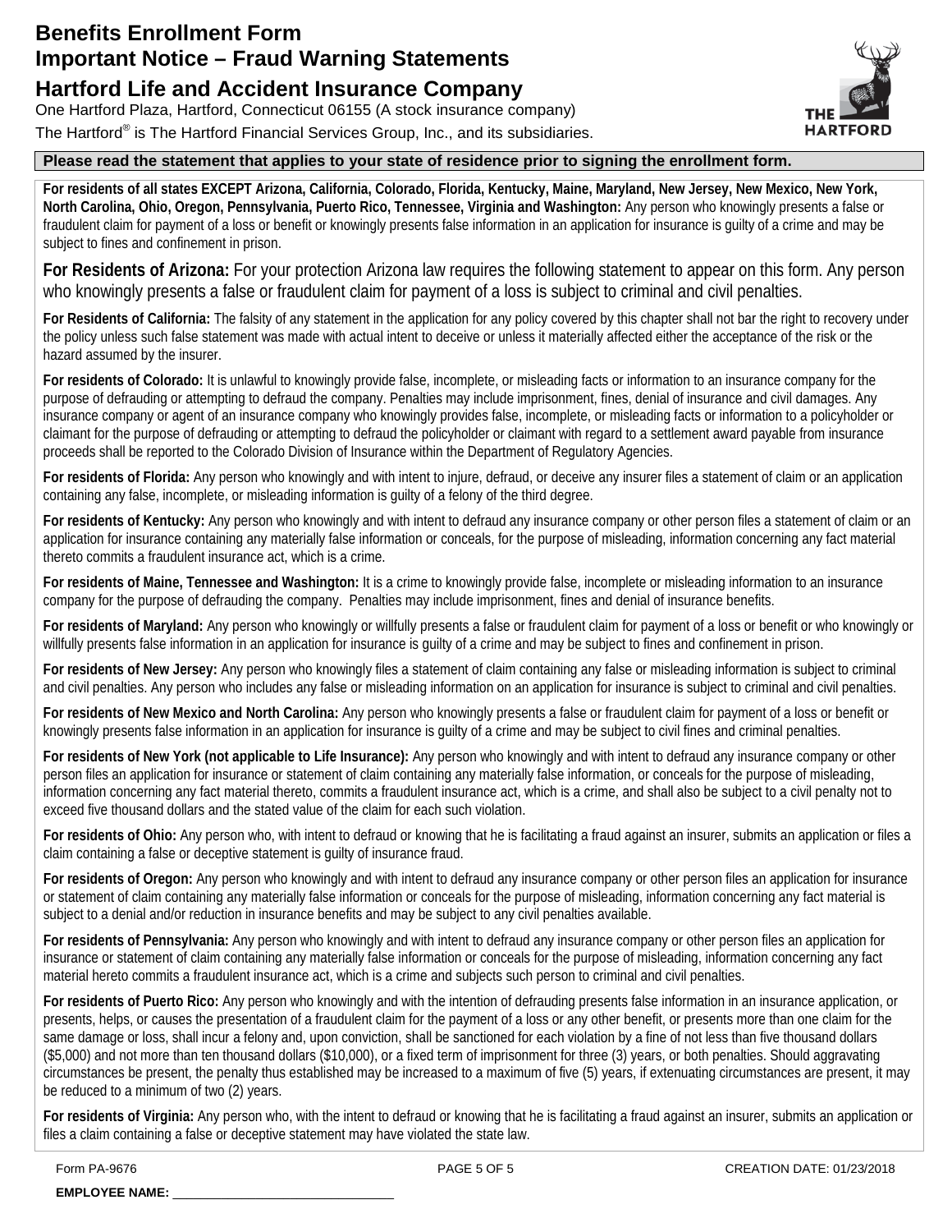# Benefits Enrollment Form

## Important Notice – Fraud Warning Statements

## Hartford Life and Accident Insurance Company

One Hartford Plaza, Hartford, Connecticut 06155 (A stock insurance company)

The Hartford® is The Hartford Financial Services Group, Inc., and its subsidiaries.

**Please read the statement that applies to your state of residence prior to signing the enrollment form.**

**For residents of all states EXCEPT Arizona, California, Colorado, Florida, Kentucky, Maine, Maryland, New Jersey, New Mexico, New York, North Carolina, Ohio, Oregon, Pennsylvania, Puerto Rico, Tennessee, Virginia and Washington:** Any person who knowingly presents a false or fraudulent claim for payment of a loss or benefit or knowingly presents false information in an application for insurance is guilty of a crime and may be subject to fines and confinement in prison.

**For Residents of Arizona:** For your protection Arizona law requires the following statement to appear on this form. Any person who knowingly presents a false or fraudulent claim for payment of a loss is subject to criminal and civil penalties.

**For Residents of California:** The falsity of any statement in the application for any policy covered by this chapter shall not bar the right to recovery under the policy unless such false statement was made with actual intent to deceive or unless it materially affected either the acceptance of the risk or the hazard assumed by the insurer.

**For residents of Colorado:** It is unlawful to knowingly provide false, incomplete, or misleading facts or information to an insurance company for the purpose of defrauding or attempting to defraud the company. Penalties may include imprisonment, fines, denial of insurance and civil damages. Any insurance company or agent of an insurance company who knowingly provides false, incomplete, or misleading facts or information to a policyholder or claimant for the purpose of defrauding or attempting to defraud the policyholder or claimant with regard to a settlement award payable from insurance proceeds shall be reported to the Colorado Division of Insurance within the Department of Regulatory Agencies.

**For residents of Florida:** Any person who knowingly and with intent to injure, defraud, or deceive any insurer files a statement of claim or an application containing any false, incomplete, or misleading information is guilty of a felony of the third degree.

**For residents of Kentucky:** Any person who knowingly and with intent to defraud any insurance company or other person files a statement of claim or an application for insurance containing any materially false information or conceals, for the purpose of misleading, information concerning any fact material thereto commits a fraudulent insurance act, which is a crime.

**For residents of Maine, Tennessee and Washington:** It is a crime to knowingly provide false, incomplete or misleading information to an insurance company for the purpose of defrauding the company. Penalties may include imprisonment, fines and denial of insurance benefits.

**For residents of Maryland:** Any person who knowingly or willfully presents a false or fraudulent claim for payment of a loss or benefit or who knowingly or willfully presents false information in an application for insurance is guilty of a crime and may be subject to fines and confinement in prison.

**For residents of New Jersey:** Any person who knowingly files a statement of claim containing any false or misleading information is subject to criminal and civil penalties. Any person who includes any false or misleading information on an application for insurance is subject to criminal and civil penalties.

**For residents of New Mexico and North Carolina:** Any person who knowingly presents a false or fraudulent claim for payment of a loss or benefit or knowingly presents false information in an application for insurance is guilty of a crime and may be subject to civil fines and criminal penalties.

**For residents of New York (not applicable to Life Insurance):** Any person who knowingly and with intent to defraud any insurance company or other person files an application for insurance or statement of claim containing any materially false information, or conceals for the purpose of misleading, information concerning any fact material thereto, commits a fraudulent insurance act, which is a crime, and shall also be subject to a civil penalty not to exceed five thousand dollars and the stated value of the claim for each such violation.

**For residents of Ohio:** Any person who, with intent to defraud or knowing that he is facilitating a fraud against an insurer, submits an application or files a claim containing a false or deceptive statement is guilty of insurance fraud.

**For residents of Oregon:** Any person who knowingly and with intent to defraud any insurance company or other person files an application for insurance or statement of claim containing any materially false information or conceals for the purpose of misleading, information concerning any fact material is subject to a denial and/or reduction in insurance benefits and may be subject to any civil penalties available.

**For residents of Pennsylvania:** Any person who knowingly and with intent to defraud any insurance company or other person files an application for insurance or statement of claim containing any materially false information or conceals for the purpose of misleading, information concerning any fact material hereto commits a fraudulent insurance act, which is a crime and subjects such person to criminal and civil penalties.

**For residents of Puerto Rico:** Any person who knowingly and with the intention of defrauding presents false information in an insurance application, or presents, helps, or causes the presentation of a fraudulent claim for the payment of a loss or any other benefit, or presents more than one claim for the same damage or loss, shall incur a felony and, upon conviction, shall be sanctioned for each violation by a fine of not less than five thousand dollars ($5,000) and not more than ten thousand dollars ($10,000), or a fixed term of imprisonment for three (3) years, or both penalties. Should aggravating circumstances be present, the penalty thus established may be increased to a maximum of five (5) years, if extenuating circumstances are present, it may be reduced to a minimum of two (2) years.

**For residents of Virginia:** Any person who, with the intent to defraud or knowing that he is facilitating a fraud against an insurer, submits an application or files a claim containing a false or deceptive statement may have violated the state law.

Form PA-9676 CREATION DATE: 01/23/2018

**EMPLOYEE NAME:** ______________________________